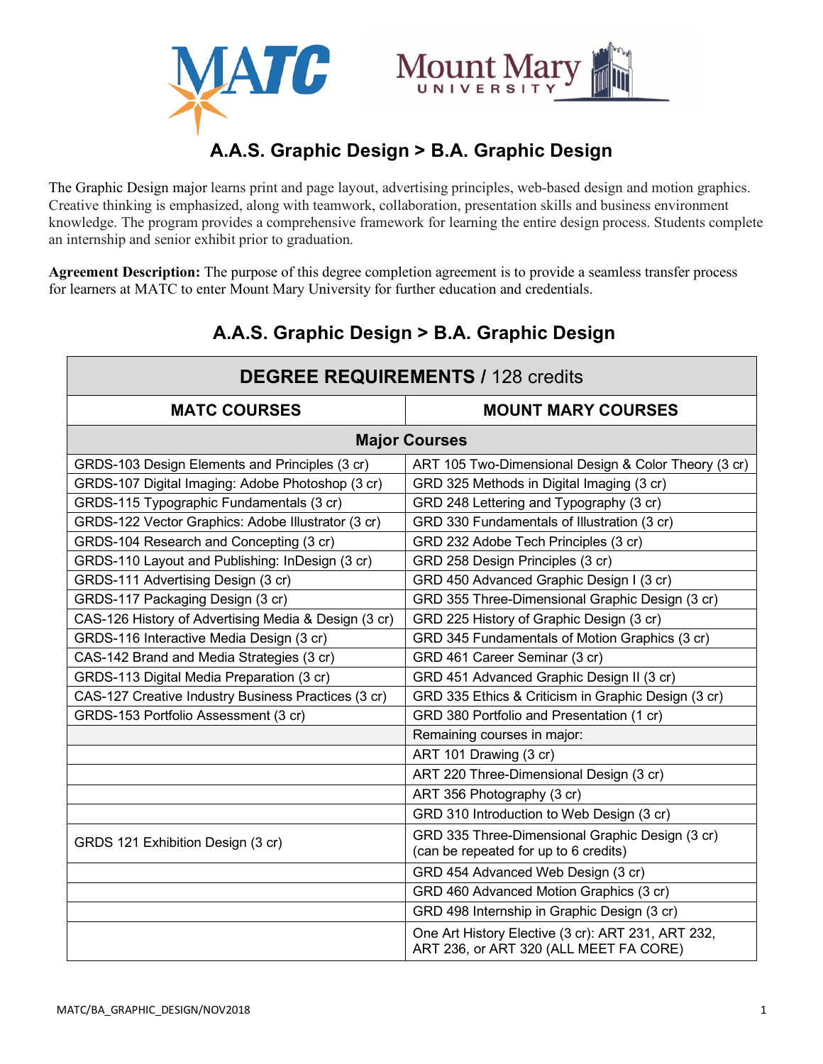# A.A.S. Graphic Design > B.A. Graphic Design

The Graphic Design major learns print and page layout, advertising principles, web-based design and motion graphics. Creative thinking is emphasized, along with teamwork, collaboration, presentation skills and business environment knowledge. The program provides a comprehensive framework for learning the entire design process. Students complete an internship and senior exhibit prior to graduation.

**Agreement Description:** The purpose of this degree completion agreement is to provide a seamless transfer process for learners at MATC to enter Mount Mary University for further education and credentials.

## A.A.S. Graphic Design > B.A. Graphic Design

| **DEGREE REQUIREMENTS** / 128 credits | |
|---|---|
| **MATC COURSES** | **MOUNT MARY COURSES** |
| **Major Courses** | |
| GRDS-103 Design Elements and Principles (3 cr) | ART 105 Two-Dimensional Design & Color Theory (3 cr) |
| GRDS-107 Digital Imaging: Adobe Photoshop (3 cr) | GRD 325 Methods in Digital Imaging (3 cr) |
| GRDS-115 Typographic Fundamentals (3 cr) | GRD 248 Lettering and Typography (3 cr) |
| GRDS-122 Vector Graphics: Adobe Illustrator (3 cr) | GRD 330 Fundamentals of Illustration (3 cr) |
| GRDS-104 Research and Concepting (3 cr) | GRD 232 Adobe Tech Principles (3 cr) |
| GRDS-110 Layout and Publishing: InDesign (3 cr) | GRD 258 Design Principles (3 cr) |
| GRDS-111 Advertising Design (3 cr) | GRD 450 Advanced Graphic Design I (3 cr) |
| GRDS-117 Packaging Design (3 cr) | GRD 355 Three-Dimensional Graphic Design (3 cr) |
| CAS-126 History of Advertising Media & Design (3 cr) | GRD 225 History of Graphic Design (3 cr) |
| GRDS-116 Interactive Media Design (3 cr) | GRD 345 Fundamentals of Motion Graphics (3 cr) |
| CAS-142 Brand and Media Strategies (3 cr) | GRD 461 Career Seminar (3 cr) |
| GRDS-113 Digital Media Preparation (3 cr) | GRD 451 Advanced Graphic Design II (3 cr) |
| CAS-127 Creative Industry Business Practices (3 cr) | GRD 335 Ethics & Criticism in Graphic Design (3 cr) |
| GRDS-153 Portfolio Assessment (3 cr) | GRD 380 Portfolio and Presentation (1 cr) |
| | Remaining courses in major: |
| | ART 101 Drawing (3 cr) |
| | ART 220 Three-Dimensional Design (3 cr) |
| | ART 356 Photography (3 cr) |
| | GRD 310 Introduction to Web Design (3 cr) |
| GRDS 121 Exhibition Design (3 cr) | GRD 335 Three-Dimensional Graphic Design (3 cr) (can be repeated for up to 6 credits) |
| | GRD 454 Advanced Web Design (3 cr) |
| | GRD 460 Advanced Motion Graphics (3 cr) |
| | GRD 498 Internship in Graphic Design (3 cr) |
| | One Art History Elective (3 cr): ART 231, ART 232, ART 236, or ART 320 (ALL MEET FA CORE) |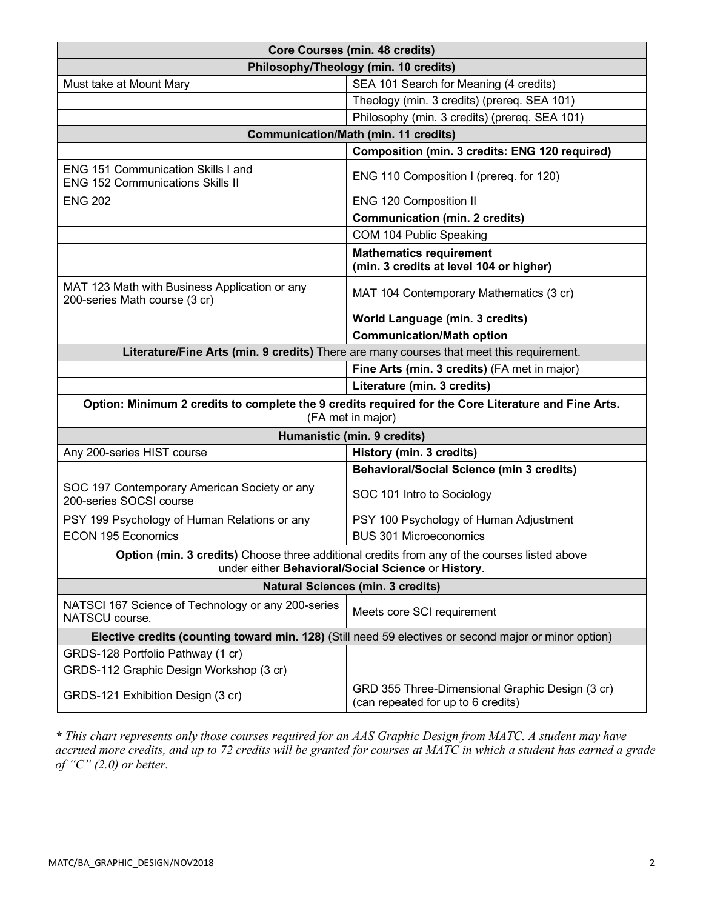| Core Courses (min. 48 credits) | |
|---|---|
| **Philosophy/Theology (min. 10 credits)** | |
| Must take at Mount Mary | SEA 101 Search for Meaning (4 credits) |
| | Theology (min. 3 credits) (prereq. SEA 101) |
| | Philosophy (min. 3 credits) (prereq. SEA 101) |
| **Communication/Math (min. 11 credits)** | |
| | **Composition (min. 3 credits: ENG 120 required)** |
| ENG 151 Communication Skills I and ENG 152 Communications Skills II | ENG 110 Composition I (prereq. for 120) |
| ENG 202 | ENG 120 Composition II |
| | **Communication (min. 2 credits)** |
| | COM 104 Public Speaking |
| | **Mathematics requirement (min. 3 credits at level 104 or higher)** |
| MAT 123 Math with Business Application or any 200-series Math course (3 cr) | MAT 104 Contemporary Mathematics (3 cr) |
| | **World Language (min. 3 credits)** |
| | **Communication/Math option** |
| **Literature/Fine Arts (min. 9 credits)** There are many courses that meet this requirement. | |
| | **Fine Arts (min. 3 credits)** (FA met in major) |
| | **Literature (min. 3 credits)** |
| **Option: Minimum 2 credits to complete the 9 credits required for the Core Literature and Fine Arts.** (FA met in major) | |
| **Humanistic (min. 9 credits)** | |
| Any 200-series HIST course | **History (min. 3 credits)** |
| | **Behavioral/Social Science (min 3 credits)** |
| SOC 197 Contemporary American Society or any 200-series SOCSI course | SOC 101 Intro to Sociology |
| PSY 199 Psychology of Human Relations or any | PSY 100 Psychology of Human Adjustment |
| ECON 195 Economics | BUS 301 Microeconomics |
| **Option (min. 3 credits)** Choose three additional credits from any of the courses listed above under either **Behavioral/Social Science** or **History**. | |
| **Natural Sciences (min. 3 credits)** | |
| NATSCI 167 Science of Technology or any 200-series NATSCU course. | Meets core SCI requirement |
| **Elective credits (counting toward min. 128)** (Still need 59 electives or second major or minor option) | |
| GRDS-128 Portfolio Pathway (1 cr) | |
| GRDS-112 Graphic Design Workshop (3 cr) | |
| GRDS-121 Exhibition Design (3 cr) | GRD 355 Three-Dimensional Graphic Design (3 cr) (can repeated for up to 6 credits) |

***** *This chart represents only those courses required for an AAS Graphic Design from MATC. A student may have accrued more credits, and up to 72 credits will be granted for courses at MATC in which a student has earned a grade of "C" (2.0) or better.*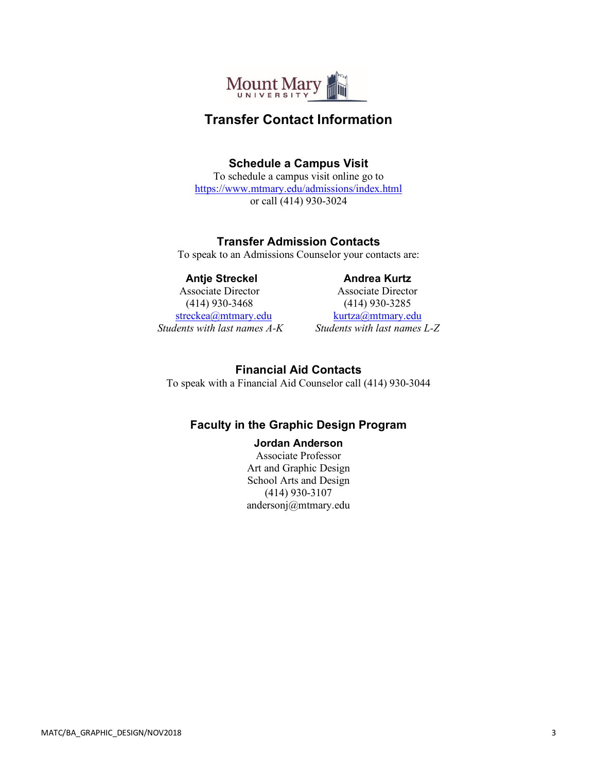# Transfer Contact Information

## Schedule a Campus Visit

To schedule a campus visit online go to
https://www.mtmary.edu/admissions/index.html
or call (414) 930-3024

## Transfer Admission Contacts

To speak to an Admissions Counselor your contacts are:

**Antje Streckel**
Associate Director
(414) 930-3468
streckea@mtmary.edu
*Students with last names A-K*

**Andrea Kurtz**
Associate Director
(414) 930-3285
kurtza@mtmary.edu
*Students with last names L-Z*

## Financial Aid Contacts

To speak with a Financial Aid Counselor call (414) 930-3044

## Faculty in the Graphic Design Program

**Jordan Anderson**
Associate Professor
Art and Graphic Design
School Arts and Design
(414) 930-3107
andersonj@mtmary.edu